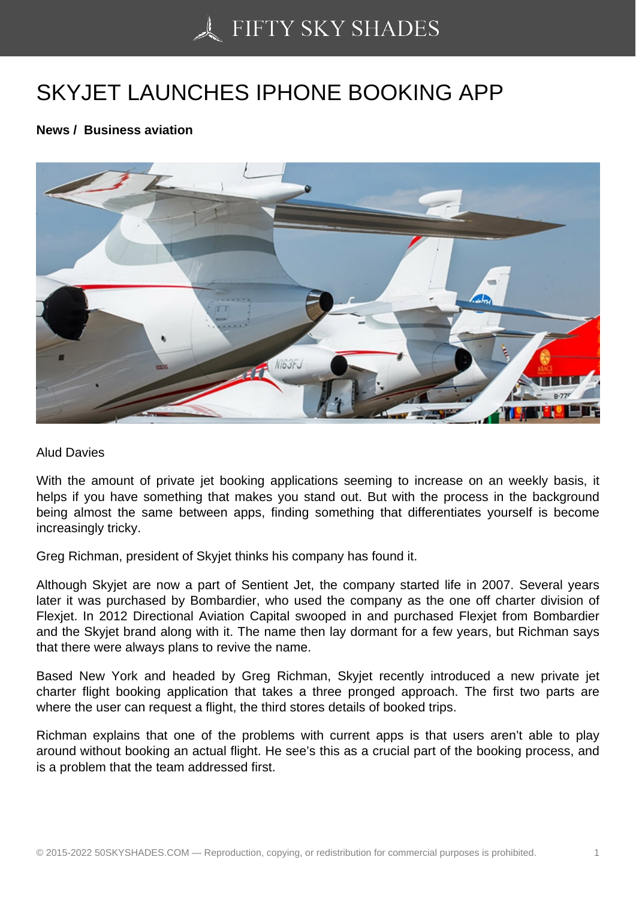# SKYJET LAUNCHES IPHONE BOOKING APP

**News / Business aviation**

Alud Davies

With the amount of private jet booking applications seeming to increase on an weekly basis, it helps if you have something that makes you stand out. But with the process in the background being almost the same between apps, finding something that differentiates yourself is become increasingly tricky.

Greg Richman, president of Skyjet thinks his company has found it.

Although Skyjet are now a part of Sentient Jet, the company started life in 2007. Several years later it was purchased by Bombardier, who used the company as the one off charter division of Flexjet. In 2012 Directional Aviation Capital swooped in and purchased Flexjet from Bombardier and the Skyjet brand along with it. The name then lay dormant for a few years, but Richman says that there were always plans to revive the name.

Based New York and headed by Greg Richman, Skyjet recently introduced a new private jet charter flight booking application that takes a three pronged approach. The first two parts are where the user can request a flight, the third stores details of booked trips.

Richman explains that one of the problems with current apps is that users aren't able to play around without booking an actual flight. He see's this as a crucial part of the booking process, and is a problem that the team addressed first.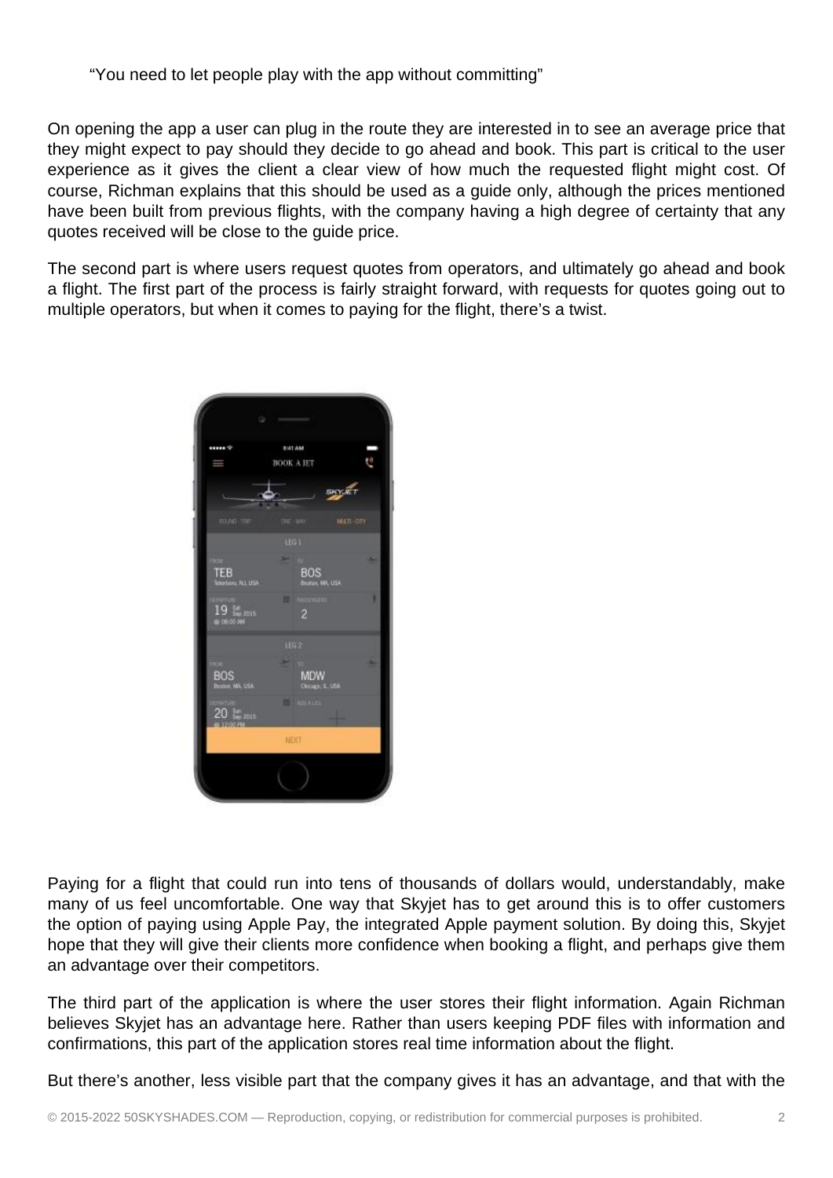“You need to let people play with the app without committing”

On opening the app a user can plug in the route they are interested in to see an average price that they might expect to pay should they decide to go ahead and book. This part is critical to the user experience as it gives the client a clear view of how much the requested flight might cost. Of course, Richman explains that this should be used as a guide only, although the prices mentioned have been built from previous flights, with the company having a high degree of certainty that any quotes received will be close to the guide price.

The second part is where users request quotes from operators, and ultimately go ahead and book a flight. The first part of the process is fairly straight forward, with requests for quotes going out to multiple operators, but when it comes to paying for the flight, there’s a twist.

Paying for a flight that could run into tens of thousands of dollars would, understandably, make many of us feel uncomfortable. One way that Skyjet has to get around this is to offer customers the option of paying using Apple Pay, the integrated Apple payment solution. By doing this, Skyjet hope that they will give their clients more confidence when booking a flight, and perhaps give them an advantage over their competitors.

The third part of the application is where the user stores their flight information. Again Richman believes Skyjet has an advantage here. Rather than users keeping PDF files with information and confirmations, this part of the application stores real time information about the flight.

But there’s another, less visible part that the company gives it has an advantage, and that with the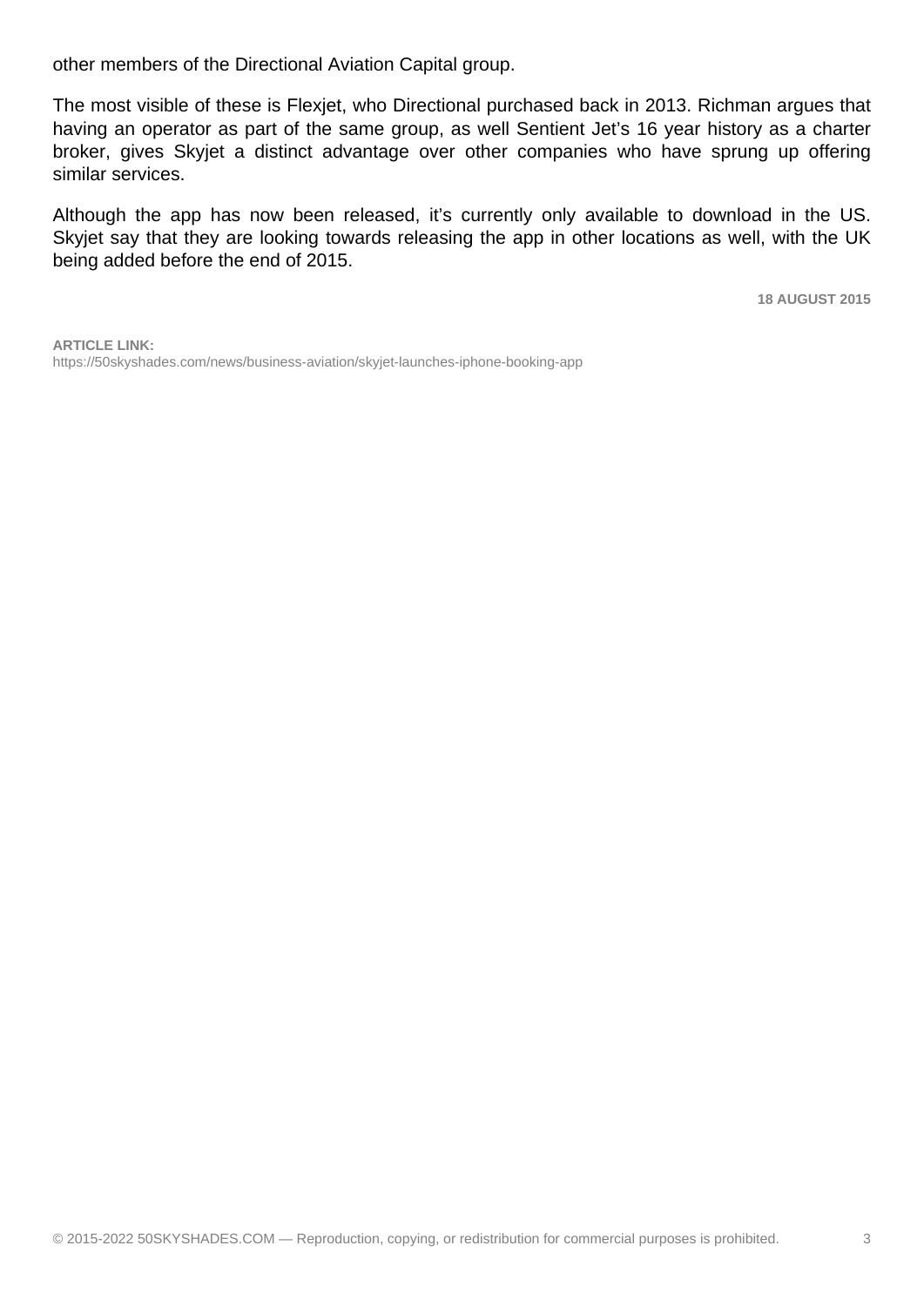other members of the Directional Aviation Capital group.

The most visible of these is Flexjet, who Directional purchased back in 2013. Richman argues that having an operator as part of the same group, as well Sentient Jet’s 16 year history as a charter broker, gives Skyjet a distinct advantage over other companies who have sprung up offering similar services.

Although the app has now been released, it’s currently only available to download in the US. Skyjet say that they are looking towards releasing the app in other locations as well, with the UK being added before the end of 2015.

**18 AUGUST 2015**

**ARTICLE LINK:**
https://50skyshades.com/news/business-aviation/skyjet-launches-iphone-booking-app